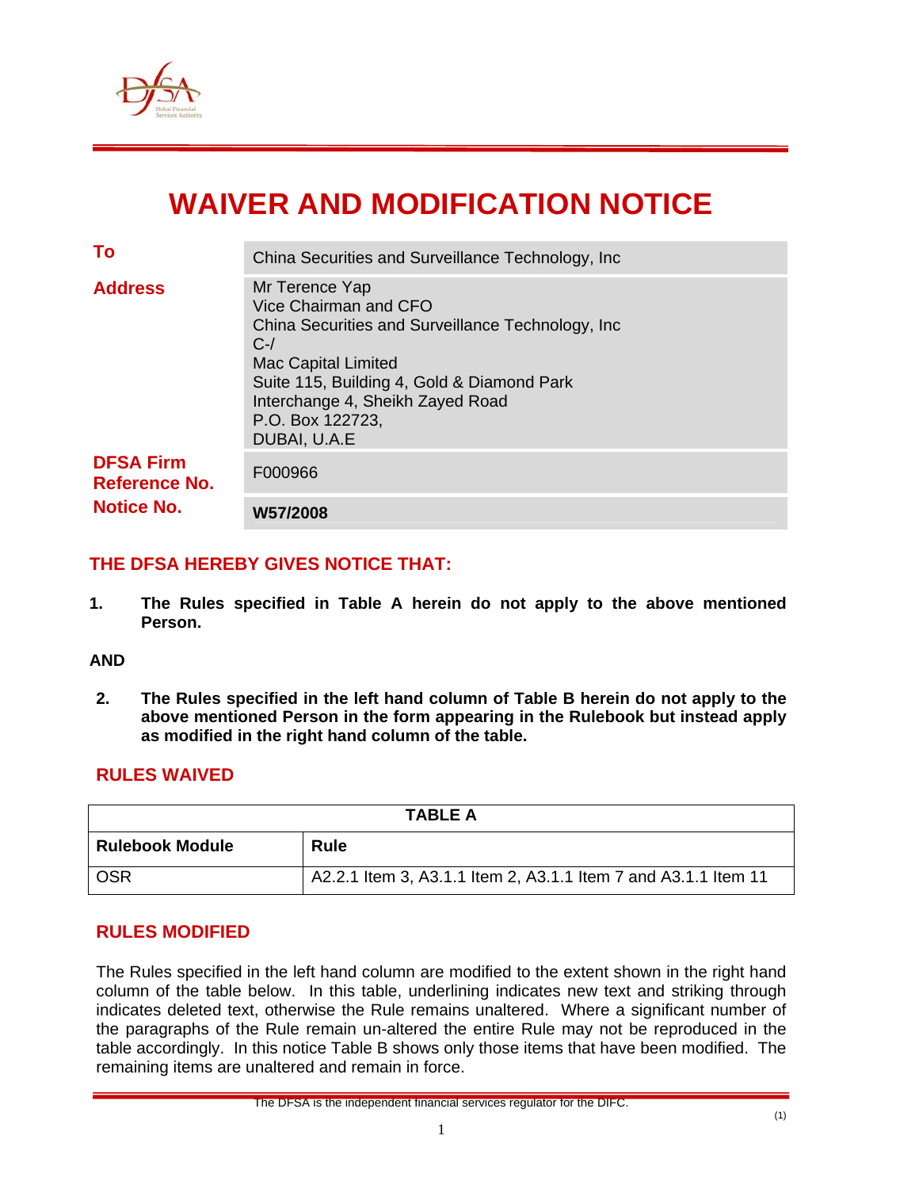# WAIVER AND MODIFICATION NOTICE

| | |
|---|---|
| **To** | China Securities and Surveillance Technology, Inc |
| **Address** | Mr Terence Yap<br>Vice Chairman and CFO<br>China Securities and Surveillance Technology, Inc<br>C-/<br>Mac Capital Limited<br>Suite 115, Building 4, Gold & Diamond Park<br>Interchange 4, Sheikh Zayed Road<br>P.O. Box 122723,<br>DUBAI, U.A.E |
| **DFSA Firm Reference No.** | F000966 |
| **Notice No.** | **W57/2008** |

## THE DFSA HEREBY GIVES NOTICE THAT:

1. **The Rules specified in Table A herein do not apply to the above mentioned Person.**

**AND**

2. **The Rules specified in the left hand column of Table B herein do not apply to the above mentioned Person in the form appearing in the Rulebook but instead apply as modified in the right hand column of the table.**

## RULES WAIVED

| TABLE A | |
|---|---|
| **Rulebook Module** | **Rule** |
| OSR | A2.2.1 Item 3, A3.1.1 Item 2, A3.1.1 Item 7 and A3.1.1 Item 11 |

## RULES MODIFIED

The Rules specified in the left hand column are modified to the extent shown in the right hand column of the table below. In this table, underlining indicates new text and striking through indicates deleted text, otherwise the Rule remains unaltered. Where a significant number of the paragraphs of the Rule remain un-altered the entire Rule may not be reproduced in the table accordingly. In this notice Table B shows only those items that have been modified. The remaining items are unaltered and remain in force.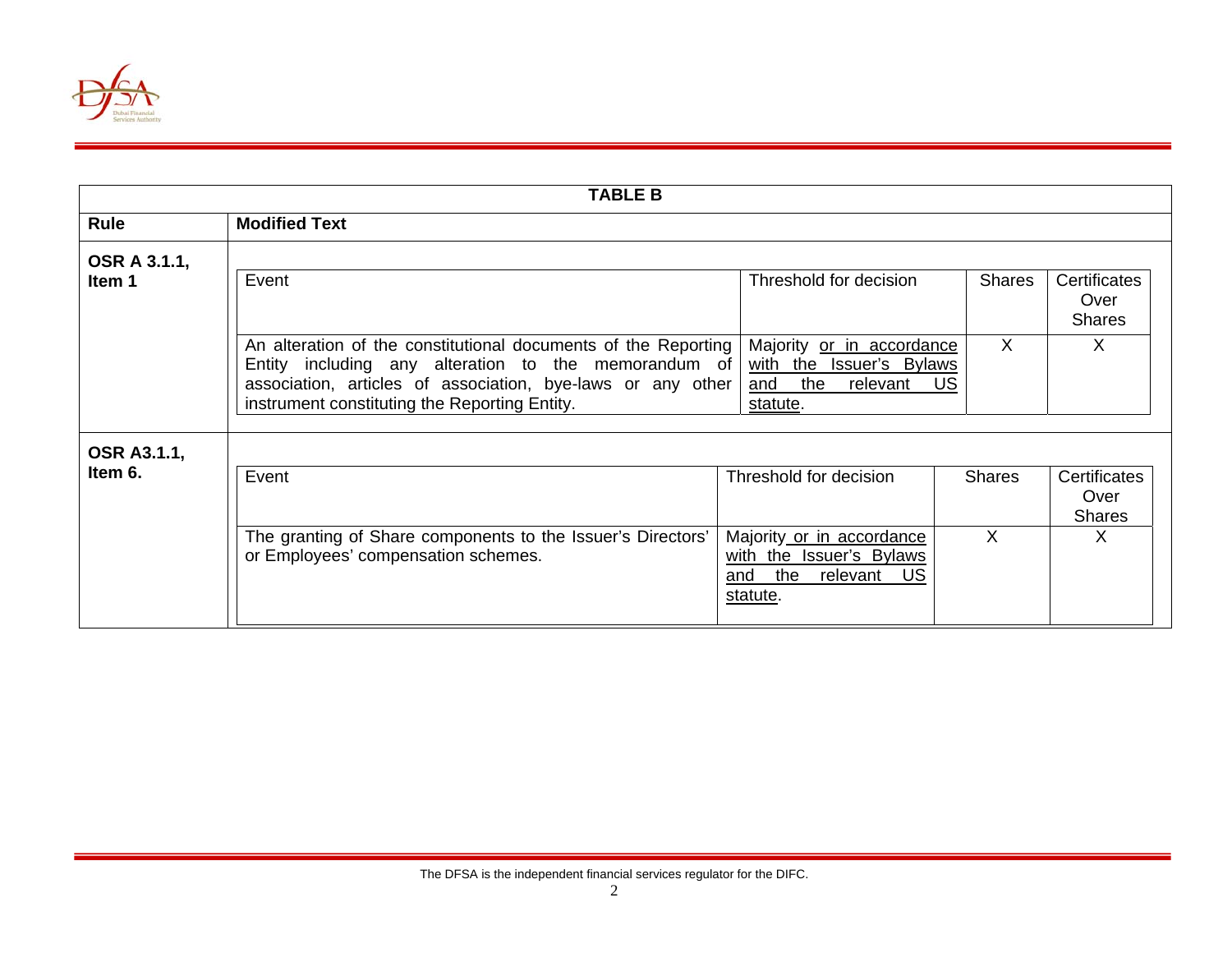| TABLE B | | | | | |
|---|---|---|---|---|---|
| **Rule** | **Modified Text** | | | | |
| **OSR A 3.1.1, Item 1** | Event | Threshold for decision | Shares | Certificates Over Shares |
| | An alteration of the constitutional documents of the Reporting Entity including any alteration to the memorandum of association, articles of association, bye-laws or any other instrument constituting the Reporting Entity. | Majority <u>or in accordance with the Issuer's Bylaws and the relevant US statute</u>. | X | X |
| **OSR A3.1.1, Item 6.** | Event | Threshold for decision | Shares | Certificates Over Shares |
| | The granting of Share components to the Issuer's Directors' or Employees' compensation schemes. | Majority <u>or in accordance with the Issuer's Bylaws and the relevant US statute</u>. | X | X |

The DFSA is the independent financial services regulator for the DIFC.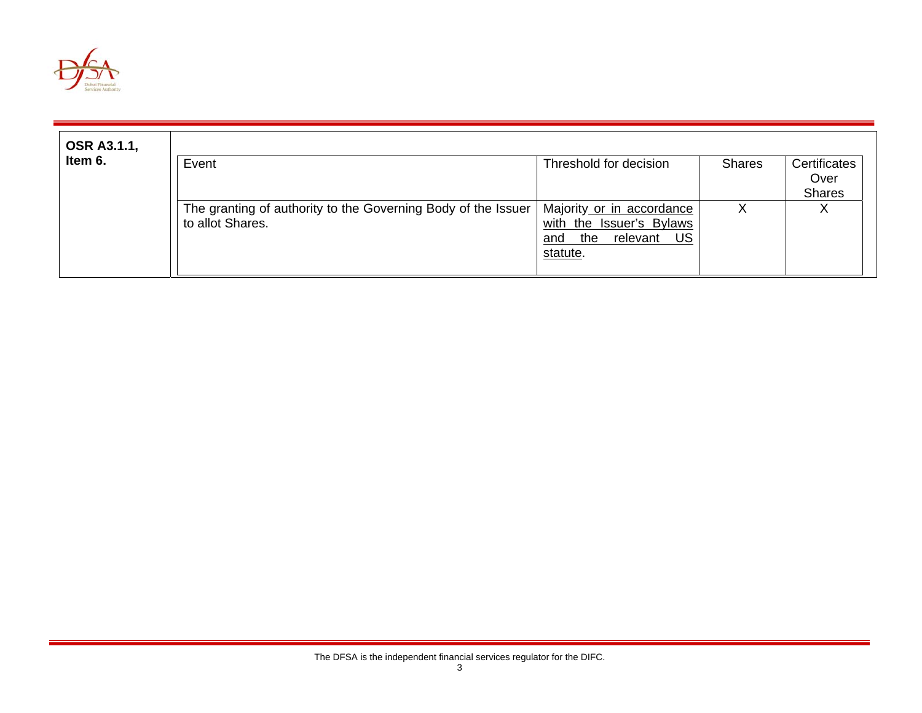| OSR A3.1.1, Item 6. | Event | Threshold for decision | Shares | Certificates Over Shares |
|---|---|---|---|---|
| | The granting of authority to the Governing Body of the Issuer to allot Shares. | Majority or in accordance with the Issuer's Bylaws and the relevant US statute. | X | X |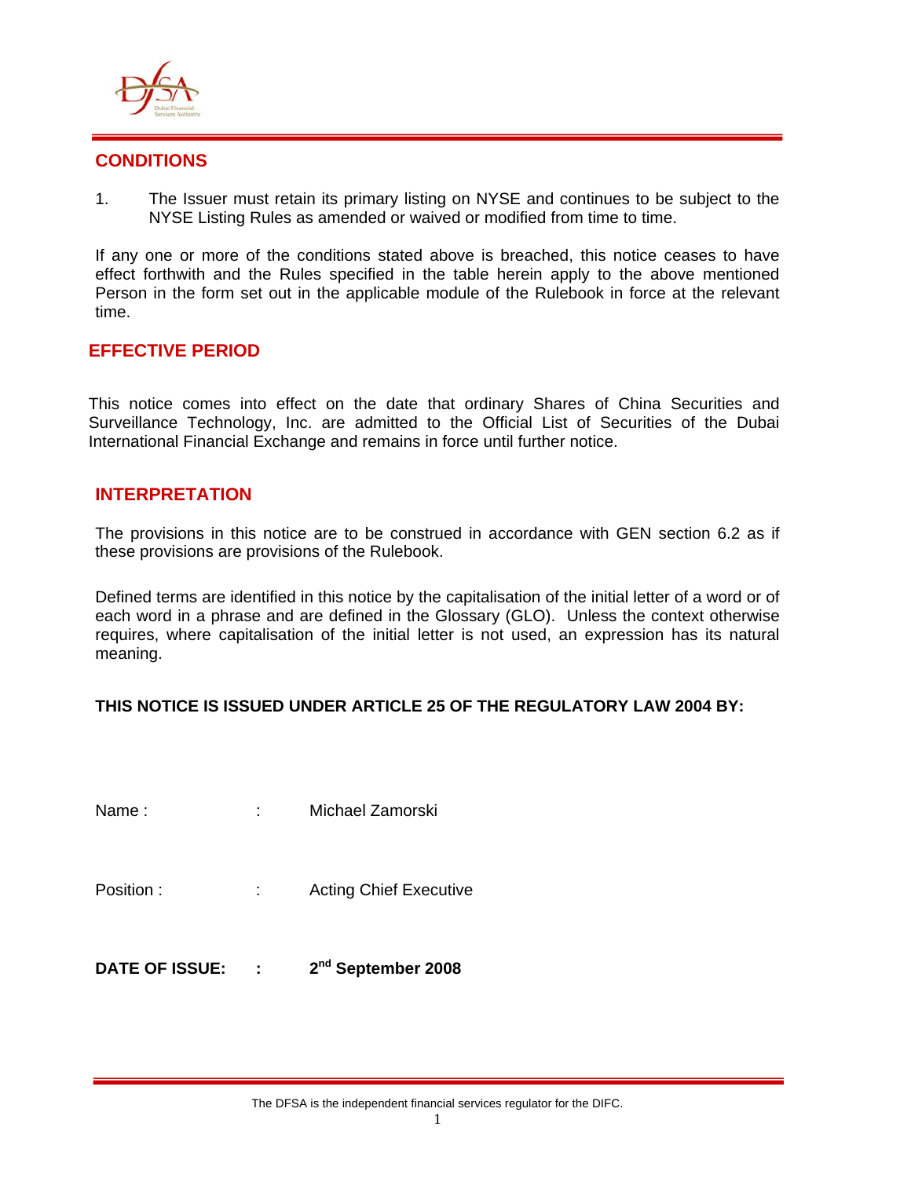## CONDITIONS

1. The Issuer must retain its primary listing on NYSE and continues to be subject to the NYSE Listing Rules as amended or waived or modified from time to time.

If any one or more of the conditions stated above is breached, this notice ceases to have effect forthwith and the Rules specified in the table herein apply to the above mentioned Person in the form set out in the applicable module of the Rulebook in force at the relevant time.

## EFFECTIVE PERIOD

This notice comes into effect on the date that ordinary Shares of China Securities and Surveillance Technology, Inc. are admitted to the Official List of Securities of the Dubai International Financial Exchange and remains in force until further notice.

## INTERPRETATION

The provisions in this notice are to be construed in accordance with GEN section 6.2 as if these provisions are provisions of the Rulebook.

Defined terms are identified in this notice by the capitalisation of the initial letter of a word or of each word in a phrase and are defined in the Glossary (GLO). Unless the context otherwise requires, where capitalisation of the initial letter is not used, an expression has its natural meaning.

**THIS NOTICE IS ISSUED UNDER ARTICLE 25 OF THE REGULATORY LAW 2004 BY:**

Name : : Michael Zamorski

Position : : Acting Chief Executive

**DATE OF ISSUE: : 2nd September 2008**

The DFSA is the independent financial services regulator for the DIFC.